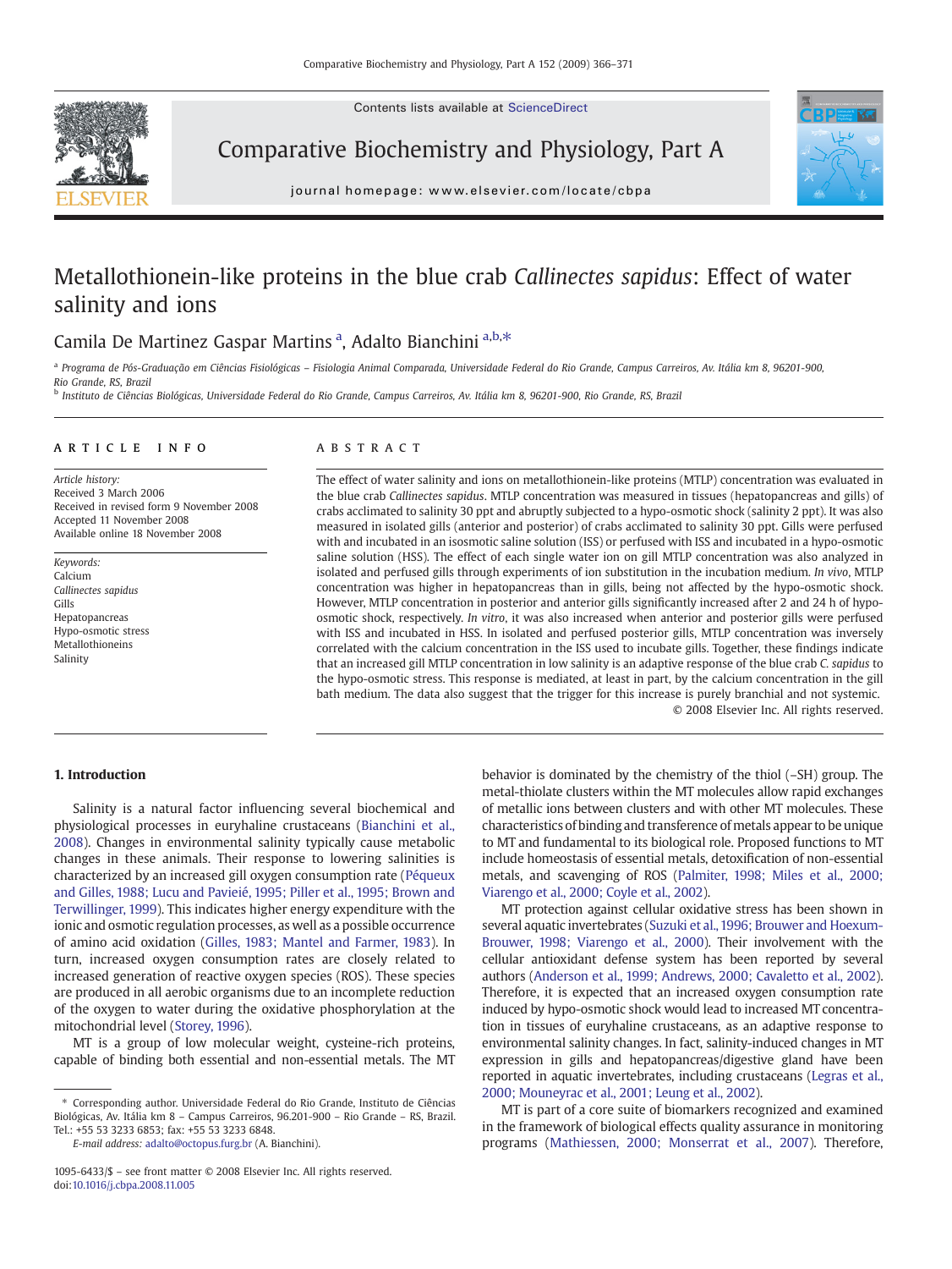# Metallothionein-like proteins in the blue crab *Callinectes sapidus*: Effect of water salinity and ions

Camila De Martinez Gaspar Martins [a], Adalto Bianchini [a,b,*]

[a] Programa de Pós-Graduação em Ciências Fisiológicas – Fisiologia Animal Comparada, Universidade Federal do Rio Grande, Campus Carreiros, Av. Itália km 8, 96201-900, Rio Grande, RS, Brazil

[b] Instituto de Ciências Biológicas, Universidade Federal do Rio Grande, Campus Carreiros, Av. Itália km 8, 96201-900, Rio Grande, RS, Brazil

## ARTICLE INFO

*Article history:*
Received 3 March 2006
Received in revised form 9 November 2008
Accepted 11 November 2008
Available online 18 November 2008

*Keywords:*
Calcium
*Callinectes sapidus*
Gills
Hepatopancreas
Hypo-osmotic stress
Metallothioneins
Salinity

## ABSTRACT

The effect of water salinity and ions on metallothionein-like proteins (MTLP) concentration was evaluated in the blue crab *Callinectes sapidus*. MTLP concentration was measured in tissues (hepatopancreas and gills) of crabs acclimated to salinity 30 ppt and abruptly subjected to a hypo-osmotic shock (salinity 2 ppt). It was also measured in isolated gills (anterior and posterior) of crabs acclimated to salinity 30 ppt. Gills were perfused with and incubated in an isosmotic saline solution (ISS) or perfused with ISS and incubated in a hypo-osmotic saline solution (HSS). The effect of each single water ion on gill MTLP concentration was also analyzed in isolated and perfused gills through experiments of ion substitution in the incubation medium. *In vivo*, MTLP concentration was higher in hepatopancreas than in gills, being not affected by the hypo-osmotic shock. However, MTLP concentration in posterior and anterior gills significantly increased after 2 and 24 h of hypo-osmotic shock, respectively. *In vitro*, it was also increased when anterior and posterior gills were perfused with ISS and incubated in HSS. In isolated and perfused posterior gills, MTLP concentration was inversely correlated with the calcium concentration in the ISS used to incubate gills. Together, these findings indicate that an increased gill MTLP concentration in low salinity is an adaptive response of the blue crab *C. sapidus* to the hypo-osmotic stress. This response is mediated, at least in part, by the calcium concentration in the gill bath medium. The data also suggest that the trigger for this increase is purely branchial and not systemic.

© 2008 Elsevier Inc. All rights reserved.

## 1. Introduction

Salinity is a natural factor influencing several biochemical and physiological processes in euryhaline crustaceans (Bianchini et al., 2008). Changes in environmental salinity typically cause metabolic changes in these animals. Their response to lowering salinities is characterized by an increased gill oxygen consumption rate (Péqueux and Gilles, 1988; Lucu and Pavieić, 1995; Piller et al., 1995; Brown and Terwillinger, 1999). This indicates higher energy expenditure with the ionic and osmotic regulation processes, as well as a possible occurrence of amino acid oxidation (Gilles, 1983; Mantel and Farmer, 1983). In turn, increased oxygen consumption rates are closely related to increased generation of reactive oxygen species (ROS). These species are produced in all aerobic organisms due to an incomplete reduction of the oxygen to water during the oxidative phosphorylation at the mitochondrial level (Storey, 1996).

MT is a group of low molecular weight, cysteine-rich proteins, capable of binding both essential and non-essential metals. The MT behavior is dominated by the chemistry of the thiol (–SH) group. The metal-thiolate clusters within the MT molecules allow rapid exchanges of metallic ions between clusters and with other MT molecules. These characteristics of binding and transference of metals appear to be unique to MT and fundamental to its biological role. Proposed functions to MT include homeostasis of essential metals, detoxification of non-essential metals, and scavenging of ROS (Palmiter, 1998; Miles et al., 2000; Viarengo et al., 2000; Coyle et al., 2002).

MT protection against cellular oxidative stress has been shown in several aquatic invertebrates (Suzuki et al., 1996; Brouwer and Hoexum-Brouwer, 1998; Viarengo et al., 2000). Their involvement with the cellular antioxidant defense system has been reported by several authors (Anderson et al., 1999; Andrews, 2000; Cavaletto et al., 2002). Therefore, it is expected that an increased oxygen consumption rate induced by hypo-osmotic shock would lead to increased MT concentration in tissues of euryhaline crustaceans, as an adaptive response to environmental salinity changes. In fact, salinity-induced changes in MT expression in gills and hepatopancreas/digestive gland have been reported in aquatic invertebrates, including crustaceans (Legras et al., 2000; Mouneyrac et al., 2001; Leung et al., 2002).

MT is part of a core suite of biomarkers recognized and examined in the framework of biological effects quality assurance in monitoring programs (Mathiessen, 2000; Monserrat et al., 2007). Therefore,

---

* Corresponding author. Universidade Federal do Rio Grande, Instituto de Ciências Biológicas, Av. Itália km 8 – Campus Carreiros, 96.201-900 – Rio Grande – RS, Brazil. Tel.: +55 53 3233 6853; fax: +55 53 3233 6848.
*E-mail address:* adalto@octopus.furg.br (A. Bianchini).

1095-6433/$ – see front matter © 2008 Elsevier Inc. All rights reserved.
doi:10.1016/j.cbpa.2008.11.005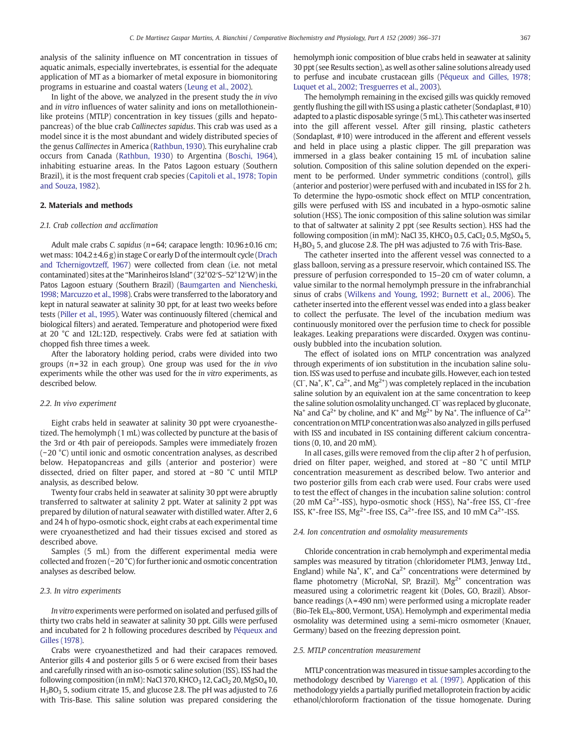analysis of the salinity influence on MT concentration in tissues of aquatic animals, especially invertebrates, is essential for the adequate application of MT as a biomarker of metal exposure in biomonitoring programs in estuarine and coastal waters (Leung et al., 2002).

In light of the above, we analyzed in the present study the *in vivo* and *in vitro* influences of water salinity and ions on metallothionein-like proteins (MTLP) concentration in key tissues (gills and hepatopancreas) of the blue crab *Callinectes sapidus*. This crab was used as a model since it is the most abundant and widely distributed species of the genus *Callinectes* in America (Rathbun, 1930). This euryhaline crab occurs from Canada (Rathbun, 1930) to Argentina (Boschi, 1964), inhabiting estuarine areas. In the Patos Lagoon estuary (Southern Brazil), it is the most frequent crab species (Capitoli et al., 1978; Topin and Souza, 1982).

## 2. Materials and methods

### 2.1. Crab collection and acclimation

Adult male crabs *C. sapidus* ($n=64$; carapace length: $10.96\pm0.16$ cm; wet mass: $104.2\pm4.6$ g) in stage C or early D of the intermoult cycle (Drach and Tchernigovtzeff, 1967) were collected from clean (i.e. not metal contaminated) sites at the "Marinheiros Island" (32°02′S–52°12′W) in the Patos Lagoon estuary (Southern Brazil) (Baumgarten and Niencheski, 1998; Marcuzzo et al., 1998). Crabs were transferred to the laboratory and kept in natural seawater at salinity 30 ppt, for at least two weeks before tests (Piller et al., 1995). Water was continuously filtered (chemical and biological filters) and aerated. Temperature and photoperiod were fixed at 20 °C and 12L:12D, respectively. Crabs were fed at satiation with chopped fish three times a week.

After the laboratory holding period, crabs were divided into two groups ($n=32$ in each group). One group was used for the *in vivo* experiments while the other was used for the *in vitro* experiments, as described below.

### 2.2. In vivo experiment

Eight crabs held in seawater at salinity 30 ppt were cryoanesthetized. The hemolymph (1 mL) was collected by puncture at the basis of the 3rd or 4th pair of pereiopods. Samples were immediately frozen (−20 °C) until ionic and osmotic concentration analyses, as described below. Hepatopancreas and gills (anterior and posterior) were dissected, dried on filter paper, and stored at −80 °C until MTLP analysis, as described below.

Twenty four crabs held in seawater at salinity 30 ppt were abruptly transferred to saltwater at salinity 2 ppt. Water at salinity 2 ppt was prepared by dilution of natural seawater with distilled water. After 2, 6 and 24 h of hypo-osmotic shock, eight crabs at each experimental time were cryoanesthetized and had their tissues excised and stored as described above.

Samples (5 mL) from the different experimental media were collected and frozen (−20 °C) for further ionic and osmotic concentration analyses as described below.

### 2.3. In vitro experiments

*In vitro* experiments were performed on isolated and perfused gills of thirty two crabs held in seawater at salinity 30 ppt. Gills were perfused and incubated for 2 h following procedures described by Péqueux and Gilles (1978).

Crabs were cryoanesthetized and had their carapaces removed. Anterior gills 4 and posterior gills 5 or 6 were excised from their bases and carefully rinsed with an iso-osmotic saline solution (ISS). ISS had the following composition (in mM): NaCl 370, $KHCO_3$ 12, $CaCl_2$ 20, $MgSO_4$ 10, $H_3BO_3$ 5, sodium citrate 15, and glucose 2.8. The pH was adjusted to 7.6 with Tris-Base. This saline solution was prepared considering the hemolymph ionic composition of blue crabs held in seawater at salinity 30 ppt (see Results section), as well as other saline solutions already used to perfuse and incubate crustacean gills (Péqueux and Gilles, 1978; Luquet et al., 2002; Tresguerres et al., 2003).

The hemolymph remaining in the excised gills was quickly removed gently flushing the gill with ISS using a plastic catheter (Sondaplast, #10) adapted to a plastic disposable syringe (5 mL). This catheter was inserted into the gill afferent vessel. After gill rinsing, plastic catheters (Sondaplast, #10) were introduced in the afferent and efferent vessels and held in place using a plastic clipper. The gill preparation was immersed in a glass beaker containing 15 mL of incubation saline solution. Composition of this saline solution depended on the experiment to be performed. Under symmetric conditions (control), gills (anterior and posterior) were perfused with and incubated in ISS for 2 h. To determine the hypo-osmotic shock effect on MTLP concentration, gills were perfused with ISS and incubated in a hypo-osmotic saline solution (HSS). The ionic composition of this saline solution was similar to that of saltwater at salinity 2 ppt (see Results section). HSS had the following composition (in mM): NaCl 35, $KHCO_3$ 0.5, $CaCl_2$ 0.5, $MgSO_4$ 5, $H_3BO_3$ 5, and glucose 2.8. The pH was adjusted to 7.6 with Tris-Base.

The catheter inserted into the afferent vessel was connected to a glass balloon, serving as a pressure reservoir, which contained ISS. The pressure of perfusion corresponded to 15–20 cm of water column, a value similar to the normal hemolymph pressure in the infrabranchial sinus of crabs (Wilkens and Young, 1992; Burnett et al., 2006). The catheter inserted into the efferent vessel was ended into a glass beaker to collect the perfusate. The level of the incubation medium was continuously monitored over the perfusion time to check for possible leakages. Leaking preparations were discarded. Oxygen was continuously bubbled into the incubation solution.

The effect of isolated ions on MTLP concentration was analyzed through experiments of ion substitution in the incubation saline solution. ISS was used to perfuse and incubate gills. However, each ion tested ($Cl^-$, $Na^+$, $K^+$, $Ca^{2+}$, and $Mg^{2+}$) was completely replaced in the incubation saline solution by an equivalent ion at the same concentration to keep the saline solution osmolality unchanged. $Cl^-$ was replaced by gluconate, $Na^+$ and $Ca^{2+}$ by choline, and $K^+$ and $Mg^{2+}$ by $Na^+$. The influence of $Ca^{2+}$ concentration on MTLP concentration was also analyzed in gills perfused with ISS and incubated in ISS containing different calcium concentrations (0, 10, and 20 mM).

In all cases, gills were removed from the clip after 2 h of perfusion, dried on filter paper, weighed, and stored at −80 °C until MTLP concentration measurement as described below. Two anterior and two posterior gills from each crab were used. Four crabs were used to test the effect of changes in the incubation saline solution: control (20 mM $Ca^{2+}$-ISS), hypo-osmotic shock (HSS), $Na^+$-free ISS, $Cl^-$-free ISS, $K^+$-free ISS, $Mg^{2+}$-free ISS, $Ca^{2+}$-free ISS, and 10 mM $Ca^{2+}$-ISS.

### 2.4. Ion concentration and osmolality measurements

Chloride concentration in crab hemolymph and experimental media samples was measured by titration (chloridometer PLM3, Jenway Ltd., England) while $Na^+$, $K^+$, and $Ca^{2+}$ concentrations were determined by flame photometry (MicroNal, SP, Brazil). $Mg^{2+}$ concentration was measured using a colorimetric reagent kit (Doles, GO, Brazil). Absorbance readings ($\lambda=490$ nm) were performed using a microplate reader (Bio-Tek $EL_X$-800, Vermont, USA). Hemolymph and experimental media osmolality was determined using a semi-micro osmometer (Knauer, Germany) based on the freezing depression point.

### 2.5. MTLP concentration measurement

MTLP concentration was measured in tissue samples according to the methodology described by Viarengo et al. (1997). Application of this methodology yields a partially purified metalloprotein fraction by acidic ethanol/chloroform fractionation of the tissue homogenate. During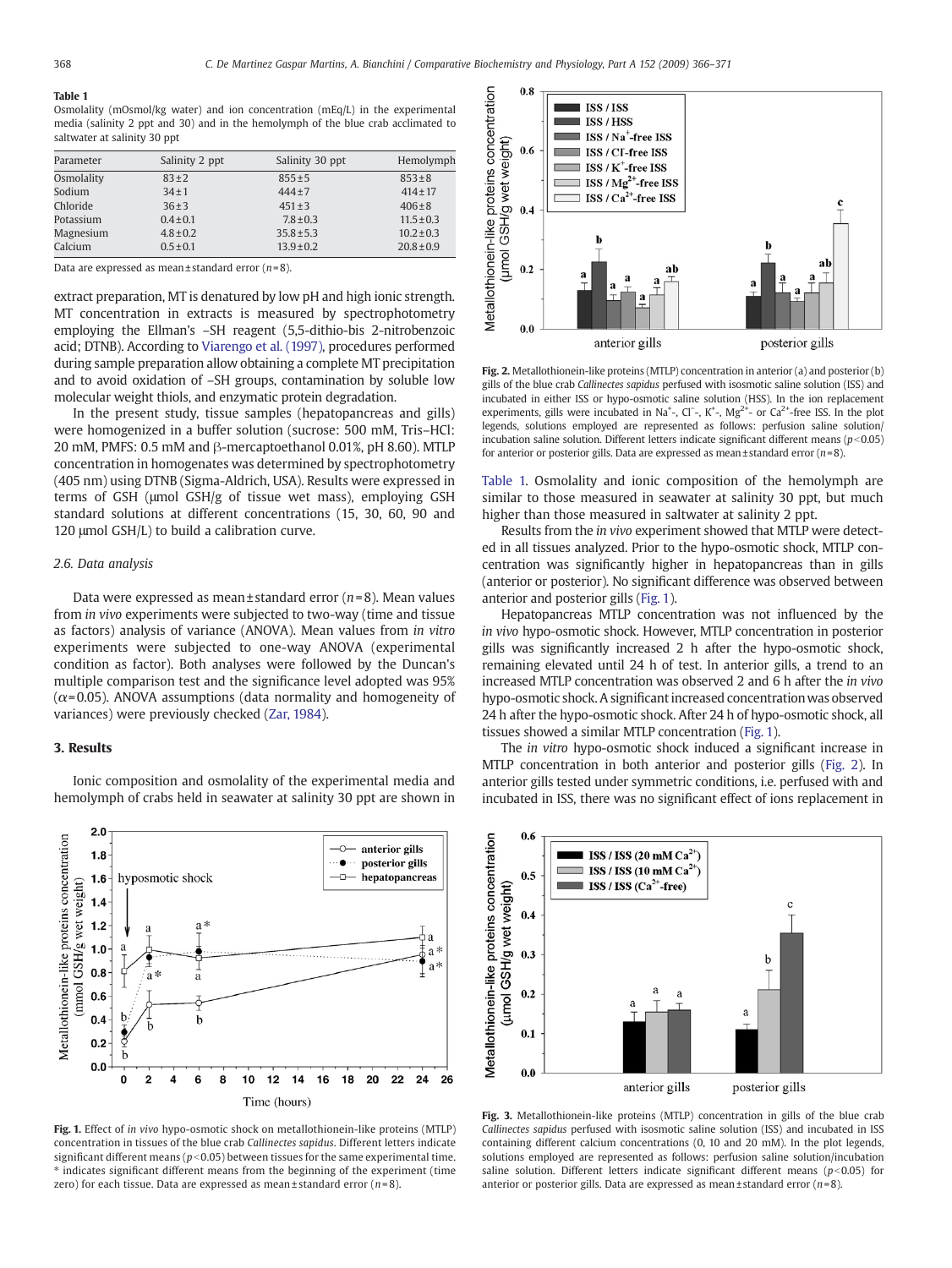**Table 1**
Osmolality (mOsmol/kg water) and ion concentration (mEq/L) in the experimental media (salinity 2 ppt and 30) and in the hemolymph of the blue crab acclimated to saltwater at salinity 30 ppt

| Parameter | Salinity 2 ppt | Salinity 30 ppt | Hemolymph |
|---|---|---|---|
| Osmolality | 83±2 | 855±5 | 853±8 |
| Sodium | 34±1 | 444±7 | 414±17 |
| Chloride | 36±3 | 451±3 | 406±8 |
| Potassium | 0.4±0.1 | 7.8±0.3 | 11.5±0.3 |
| Magnesium | 4.8±0.2 | 35.8±5.3 | 10.2±0.3 |
| Calcium | 0.5±0.1 | 13.9±0.2 | 20.8±0.9 |

Data are expressed as mean±standard error ($n$=8).

extract preparation, MT is denatured by low pH and high ionic strength. MT concentration in extracts is measured by spectrophotometry employing the Ellman's –SH reagent (5,5-dithio-bis 2-nitrobenzoic acid; DTNB). According to Viarengo et al. (1997), procedures performed during sample preparation allow obtaining a complete MT precipitation and to avoid oxidation of –SH groups, contamination by soluble low molecular weight thiols, and enzymatic protein degradation.

In the present study, tissue samples (hepatopancreas and gills) were homogenized in a buffer solution (sucrose: 500 mM, Tris–HCl: 20 mM, PMFS: 0.5 mM and β-mercaptoethanol 0.01%, pH 8.60). MTLP concentration in homogenates was determined by spectrophotometry (405 nm) using DTNB (Sigma-Aldrich, USA). Results were expressed in terms of GSH (μmol GSH/g of tissue wet mass), employing GSH standard solutions at different concentrations (15, 30, 60, 90 and 120 μmol GSH/L) to build a calibration curve.

### 2.6. Data analysis

Data were expressed as mean±standard error ($n$=8). Mean values from *in vivo* experiments were subjected to two-way (time and tissue as factors) analysis of variance (ANOVA). Mean values from *in vitro* experiments were subjected to one-way ANOVA (experimental condition as factor). Both analyses were followed by the Duncan's multiple comparison test and the significance level adopted was 95% ($\alpha$=0.05). ANOVA assumptions (data normality and homogeneity of variances) were previously checked (Zar, 1984).

## 3. Results

Ionic composition and osmolality of the experimental media and hemolymph of crabs held in seawater at salinity 30 ppt are shown in Table 1. Osmolality and ionic composition of the hemolymph are similar to those measured in seawater at salinity 30 ppt, but much higher than those measured in saltwater at salinity 2 ppt.

Results from the *in vivo* experiment showed that MTLP were detected in all tissues analyzed. Prior to the hypo-osmotic shock, MTLP concentration was significantly higher in hepatopancreas than in gills (anterior or posterior). No significant difference was observed between anterior and posterior gills (Fig. 1).

Hepatopancreas MTLP concentration was not influenced by the *in vivo* hypo-osmotic shock. However, MTLP concentration in posterior gills was significantly increased 2 h after the hypo-osmotic shock, remaining elevated until 24 h of test. In anterior gills, a trend to an increased MTLP concentration was observed 2 and 6 h after the *in vivo* hypo-osmotic shock. A significant increased concentration was observed 24 h after the hypo-osmotic shock. After 24 h of hypo-osmotic shock, all tissues showed a similar MTLP concentration (Fig. 1).

The *in vitro* hypo-osmotic shock induced a significant increase in MTLP concentration in both anterior and posterior gills (Fig. 2). In anterior gills tested under symmetric conditions, i.e. perfused with and incubated in ISS, there was no significant effect of ions replacement in

**Fig. 1.** Effect of *in vivo* hypo-osmotic shock on metallothionein-like proteins (MTLP) concentration in tissues of the blue crab *Callinectes sapidus*. Different letters indicate significant different means ($p$<0.05) between tissues for the same experimental time. * indicates significant different means from the beginning of the experiment (time zero) for each tissue. Data are expressed as mean±standard error ($n$=8).

**Fig. 2.** Metallothionein-like proteins (MTLP) concentration in anterior (a) and posterior (b) gills of the blue crab *Callinectes sapidus* perfused with isosmotic saline solution (ISS) and incubated in either ISS or hypo-osmotic saline solution (HSS). In the ion replacement experiments, gills were incubated in $Na^+$-, $Cl^-$-, $K^+$-, $Mg^{2+}$- or $Ca^{2+}$-free ISS. In the plot legends, solutions employed are represented as follows: perfusion saline solution/incubation saline solution. Different letters indicate significant different means ($p$<0.05) for anterior or posterior gills. Data are expressed as mean±standard error ($n$=8).

**Fig. 3.** Metallothionein-like proteins (MTLP) concentration in gills of the blue crab *Callinectes sapidus* perfused with isosmotic saline solution (ISS) and incubated in ISS containing different calcium concentrations (0, 10 and 20 mM). In the plot legends, solutions employed are represented as follows: perfusion saline solution/incubation saline solution. Different letters indicate significant different means ($p$<0.05) for anterior or posterior gills. Data are expressed as mean±standard error ($n$=8).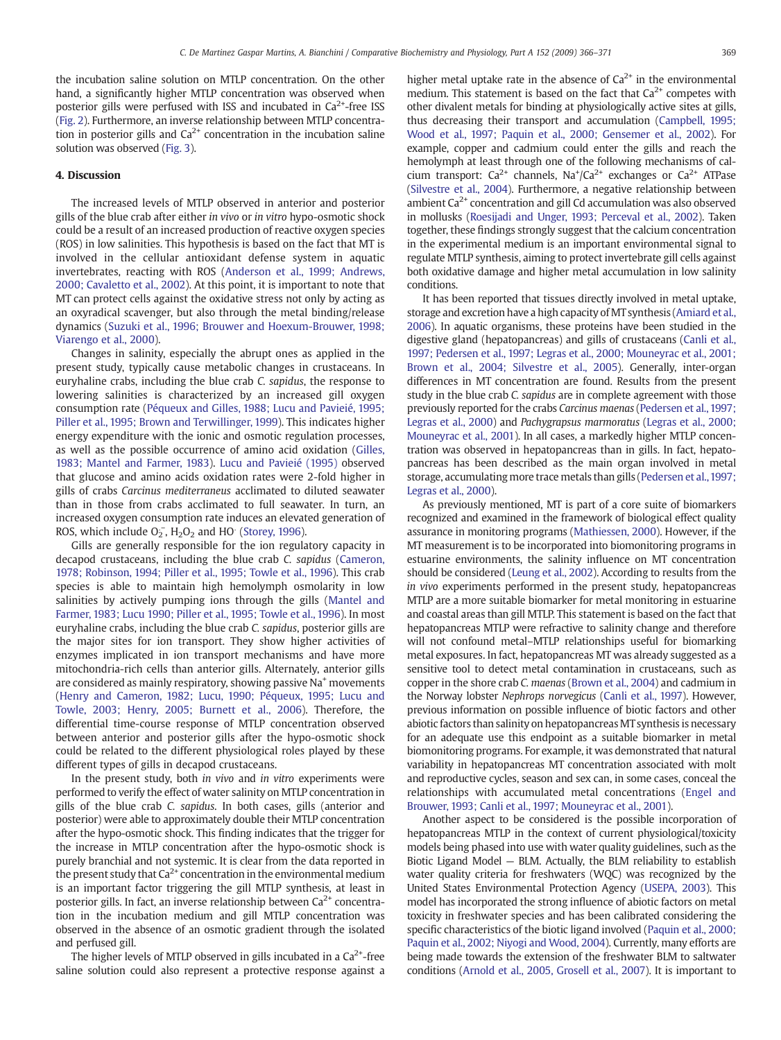the incubation saline solution on MTLP concentration. On the other hand, a significantly higher MTLP concentration was observed when posterior gills were perfused with ISS and incubated in $Ca^{2+}$-free ISS (Fig. 2). Furthermore, an inverse relationship between MTLP concentration in posterior gills and $Ca^{2+}$ concentration in the incubation saline solution was observed (Fig. 3).

## 4. Discussion

The increased levels of MTLP observed in anterior and posterior gills of the blue crab after either *in vivo* or *in vitro* hypo-osmotic shock could be a result of an increased production of reactive oxygen species (ROS) in low salinities. This hypothesis is based on the fact that MT is involved in the cellular antioxidant defense system in aquatic invertebrates, reacting with ROS (Anderson et al., 1999; Andrews, 2000; Cavaletto et al., 2002). At this point, it is important to note that MT can protect cells against the oxidative stress not only by acting as an oxyradical scavenger, but also through the metal binding/release dynamics (Suzuki et al., 1996; Brouwer and Hoexum-Brouwer, 1998; Viarengo et al., 2000).

Changes in salinity, especially the abrupt ones as applied in the present study, typically cause metabolic changes in crustaceans. In euryhaline crabs, including the blue crab *C. sapidus*, the response to lowering salinities is characterized by an increased gill oxygen consumption rate (Péqueux and Gilles, 1988; Lucu and Pavieié, 1995; Piller et al., 1995; Brown and Terwillinger, 1999). This indicates higher energy expenditure with the ionic and osmotic regulation processes, as well as the possible occurrence of amino acid oxidation (Gilles, 1983; Mantel and Farmer, 1983). Lucu and Pavieié (1995) observed that glucose and amino acids oxidation rates were 2-fold higher in gills of crabs *Carcinus mediterraneus* acclimated to diluted seawater than in those from crabs acclimated to full seawater. In turn, an increased oxygen consumption rate induces an elevated generation of ROS, which include $O_2^-$, $H_2O_2$ and $HO^·$ (Storey, 1996).

Gills are generally responsible for the ion regulatory capacity in decapod crustaceans, including the blue crab *C. sapidus* (Cameron, 1978; Robinson, 1994; Piller et al., 1995; Towle et al., 1996). This crab species is able to maintain high hemolymph osmolarity in low salinities by actively pumping ions through the gills (Mantel and Farmer, 1983; Lucu 1990; Piller et al., 1995; Towle et al., 1996). In most euryhaline crabs, including the blue crab *C. sapidus*, posterior gills are the major sites for ion transport. They show higher activities of enzymes implicated in ion transport mechanisms and have more mitochondria-rich cells than anterior gills. Alternately, anterior gills are considered as mainly respiratory, showing passive $Na^+$ movements (Henry and Cameron, 1982; Lucu, 1990; Péqueux, 1995; Lucu and Towle, 2003; Henry, 2005; Burnett et al., 2006). Therefore, the differential time-course response of MTLP concentration observed between anterior and posterior gills after the hypo-osmotic shock could be related to the different physiological roles played by these different types of gills in decapod crustaceans.

In the present study, both *in vivo* and *in vitro* experiments were performed to verify the effect of water salinity on MTLP concentration in gills of the blue crab *C. sapidus*. In both cases, gills (anterior and posterior) were able to approximately double their MTLP concentration after the hypo-osmotic shock. This finding indicates that the trigger for the increase in MTLP concentration after the hypo-osmotic shock is purely branchial and not systemic. It is clear from the data reported in the present study that $Ca^{2+}$ concentration in the environmental medium is an important factor triggering the gill MTLP synthesis, at least in posterior gills. In fact, an inverse relationship between $Ca^{2+}$ concentration in the incubation medium and gill MTLP concentration was observed in the absence of an osmotic gradient through the isolated and perfused gill.

The higher levels of MTLP observed in gills incubated in a $Ca^{2+}$-free saline solution could also represent a protective response against a higher metal uptake rate in the absence of $Ca^{2+}$ in the environmental medium. This statement is based on the fact that $Ca^{2+}$ competes with other divalent metals for binding at physiologically active sites at gills, thus decreasing their transport and accumulation (Campbell, 1995; Wood et al., 1997; Paquin et al., 2000; Gensemer et al., 2002). For example, copper and cadmium could enter the gills and reach the hemolymph at least through one of the following mechanisms of calcium transport: $Ca^{2+}$ channels, $Na^+/Ca^{2+}$ exchanges or $Ca^{2+}$ ATPase (Silvestre et al., 2004). Furthermore, a negative relationship between ambient $Ca^{2+}$ concentration and gill Cd accumulation was also observed in mollusks (Roesijadi and Unger, 1993; Perceval et al., 2002). Taken together, these findings strongly suggest that the calcium concentration in the experimental medium is an important environmental signal to regulate MTLP synthesis, aiming to protect invertebrate gill cells against both oxidative damage and higher metal accumulation in low salinity conditions.

It has been reported that tissues directly involved in metal uptake, storage and excretion have a high capacity of MT synthesis (Amiard et al., 2006). In aquatic organisms, these proteins have been studied in the digestive gland (hepatopancreas) and gills of crustaceans (Canli et al., 1997; Pedersen et al., 1997; Legras et al., 2000; Mouneyrac et al., 2001; Brown et al., 2004; Silvestre et al., 2005). Generally, inter-organ differences in MT concentration are found. Results from the present study in the blue crab *C. sapidus* are in complete agreement with those previously reported for the crabs *Carcinus maenas* (Pedersen et al., 1997; Legras et al., 2000) and *Pachygrapsus marmoratus* (Legras et al., 2000; Mouneyrac et al., 2001). In all cases, a markedly higher MTLP concentration was observed in hepatopancreas than in gills. In fact, hepatopancreas has been described as the main organ involved in metal storage, accumulating more trace metals than gills (Pedersen et al., 1997; Legras et al., 2000).

As previously mentioned, MT is part of a core suite of biomarkers recognized and examined in the framework of biological effect quality assurance in monitoring programs (Mathiessen, 2000). However, if the MT measurement is to be incorporated into biomonitoring programs in estuarine environments, the salinity influence on MT concentration should be considered (Leung et al., 2002). According to results from the *in vivo* experiments performed in the present study, hepatopancreas MTLP are a more suitable biomarker for metal monitoring in estuarine and coastal areas than gill MTLP. This statement is based on the fact that hepatopancreas MTLP were refractive to salinity change and therefore will not confound metal–MTLP relationships useful for biomarking metal exposures. In fact, hepatopancreas MT was already suggested as a sensitive tool to detect metal contamination in crustaceans, such as copper in the shore crab *C. maenas* (Brown et al., 2004) and cadmium in the Norway lobster *Nephrops norvegicus* (Canli et al., 1997). However, previous information on possible influence of biotic factors and other abiotic factors than salinity on hepatopancreas MT synthesis is necessary for an adequate use this endpoint as a suitable biomarker in metal biomonitoring programs. For example, it was demonstrated that natural variability in hepatopancreas MT concentration associated with molt and reproductive cycles, season and sex can, in some cases, conceal the relationships with accumulated metal concentrations (Engel and Brouwer, 1993; Canli et al., 1997; Mouneyrac et al., 2001).

Another aspect to be considered is the possible incorporation of hepatopancreas MTLP in the context of current physiological/toxicity models being phased into use with water quality guidelines, such as the Biotic Ligand Model — BLM. Actually, the BLM reliability to establish water quality criteria for freshwaters (WQC) was recognized by the United States Environmental Protection Agency (USEPA, 2003). This model has incorporated the strong influence of abiotic factors on metal toxicity in freshwater species and has been calibrated considering the specific characteristics of the biotic ligand involved (Paquin et al., 2000; Paquin et al., 2002; Niyogi and Wood, 2004). Currently, many efforts are being made towards the extension of the freshwater BLM to saltwater conditions (Arnold et al., 2005, Grosell et al., 2007). It is important to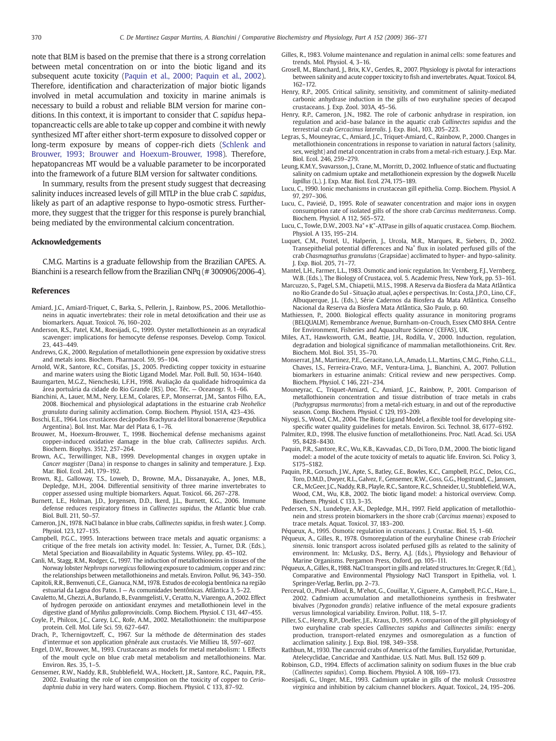note that BLM is based on the premise that there is a strong correlation between metal concentration on or into the biotic ligand and its subsequent acute toxicity (Paquin et al., 2000; Paquin et al., 2002). Therefore, identification and characterization of major biotic ligands involved in metal accumulation and toxicity in marine animals is necessary to build a robust and reliable BLM version for marine conditions. In this context, it is important to consider that *C. sapidus* hepatopancreactic cells are able to take up copper and combine it with newly synthesized MT after either short-term exposure to dissolved copper or long-term exposure by means of copper-rich diets (Schlenk and Brouwer, 1993; Brouwer and Hoexum-Brouwer, 1998). Therefore, hepatopancreas MT would be a valuable parameter to be incorporated into the framework of a future BLM version for saltwater conditions.

In summary, results from the present study suggest that decreasing salinity induces increased levels of gill MTLP in the blue crab *C. sapidus*, likely as part of an adaptive response to hypo-osmotic stress. Furthermore, they suggest that the trigger for this response is purely branchial, being mediated by the environmental calcium concentration.

## Acknowledgements

C.M.G. Martins is a graduate fellowship from the Brazilian CAPES. A. Bianchini is a research fellow from the Brazilian CNPq (# 300906/2006-4).

## References

Amiard, J.C., Amiard-Triquet, C., Barka, S., Pellerin, J., Rainbow, P.S., 2006. Metallothioneins in aquatic invertebrates: their role in metal detoxification and their use as biomarkers. Aquat. Toxicol. 76, 160–202.

Anderson, R.S., Patel, K.M., Roesijadi, G., 1999. Oyster metallothionein as an oxyradical scavenger: implications for hemocyte defense responses. Develop. Comp. Toxicol. 23, 443–449.

Andrews, G.K., 2000. Regulation of metallothionein gene expression by oxidative stress and metals ions. Biochem. Pharmacol. 59, 95–104.

Arnold, W.R., Santore, R.C., Cotsifas, J.S., 2005. Predicting copper toxicity in estuarine and marine waters using the Biotic Ligand Model. Mar. Poll. Bull. 50, 1634–1640.

Baumgarten, M.G.Z., Niencheski, L.F.H., 1998. Avaliação da qualidade hidroquímica da área portuária da cidade do Rio Grande (RS). Doc. Téc. — Oceanogr. 9, 1–66.

Bianchini, A., Lauer, M.M., Nery, L.E.M., Colares, E.P., Monserrat, J.M., Santos Filho, E.A., 2008. Biochemical and physiological adaptations in the estuarine crab *Neohelice granulata* during salinity acclimation. Comp. Biochem. Physiol. 151A, 423–436.

Boschi, E.E., 1964. Los crustáceos decápodos Brachyura del litoral bonaerense (Republica Argentina). Bol. Inst. Mar. Mar del Plata 6, 1–76.

Brouwer, M., Hoexum-Brouwer, T., 1998. Biochemical defense mechanisms against copper-induced oxidative damage in the blue crab, *Callinectes sapidus*. Arch. Biochem. Biophys. 3512, 257–264.

Brown, A.C., Terwillinger, N.B., 1999. Developmental changes in oxygen uptake in *Cancer magister* (Dana) in response to changes in salinity and temperature. J. Exp. Mar. Biol. Ecol. 241, 179–192.

Brown, R.J., Galloway, T.S., Loweb, D., Browne, M.A., Dissanayake, A., Jones, M.B., Depledge, M.H., 2004. Differential sensitivity of three marine invertebrates to copper assessed using multiple biomarkers. Aquat. Toxicol. 66, 267–278.

Burnett, L.E., Holman, J.D., Jorgensen, D.D., Ikerd, J.L., Burnett, K.G., 2006. Immune defense reduces respiratory fitness in *Callinectes sapidus*, the Atlantic blue crab. Biol. Bull. 211, 50–57.

Cameron, J.N., 1978. NaCl balance in blue crabs, *Callinectes sapidus*, in fresh water. J. Comp. Physiol. 123, 127–135.

Campbell, P.G.C., 1995. Interactions between trace metals and aquatic organisms: a critique of the free metals ion activity model. In: Tessier, A., Turner, D.R. (Eds.), Metal Speciation and Bioavailability in Aquatic Systems. Wiley, pp. 45–102.

Canli, M., Stagg, R.M., Rodger, G., 1997. The induction of metallothioneins in tissues of the Norway lobster *Nephrops norvegicus* following exposure to cadmium, copper and zinc: the relationships between metallothioneins and metals. Environ. Pollut. 96, 343–350.

Capitoli, R.R., Bemvenuti, C.E., Gianuca, N.M., 1978. Estudos de ecologia bentônica na região estuarial da Lagoa dos Patos. I — As comunidades bentônicas. Atlântica 3, 5–22.

Cavaletto, M., Ghezzi, A., Burlando, B., Evanmgelisti, V., Ceratto, N., Viarengo, A., 2002. Effect of hydrogen peroxide on antioxidant enzymes and metallothionein level in the digestive gland of *Mytilus galloprovincialis*. Comp. Biochem. Physiol. C 131, 447–455.

Coyle, P., Philcox, J.C., Carey, L.C., Rofe, A.M., 2002. Metallothionein: the multipurpose protein. Cell. Mol. Life Sci. 59, 627–647.

Drach, P., Tchernigovtzeff, C., 1967. Sur la méthode de détermination des stades d'intermue et son application générale aux crustacés. Vie Millieu 18, 597–607.

Engel, D.W., Brouwer, M., 1993. Crustaceans as models for metal metabolism: 1. Effects of the moult cycle on blue crab metal metabolism and metallothioneins. Mar. Environ. Res. 35, 1–5.

Gensemer, R.W., Naddy, R.B., Stubblefield, W.A., Hockett, J.R., Santore, R.C., Paquin, P.R., 2002. Evaluating the role of ion composition on the toxicity of copper to *Ceriodaphnia dubia* in very hard waters. Comp. Biochem. Physiol. C 133, 87–92.

Gilles, R., 1983. Volume maintenance and regulation in animal cells: some features and trends. Mol. Physiol. 4, 3–16.

Grosell, M., Blanchard, J., Brix, K.V., Gerdes, R., 2007. Physiology is pivotal for interactions between salinity and acute copper toxicity to fish and invertebrates. Aquat. Toxicol. 84, 162–172.

Henry, R.P., 2005. Critical salinity, sensitivity, and commitment of salinity-mediated carbonic anhydrase induction in the gills of two euryhaline species of decapod crustaceans. J. Exp. Zool. 303A, 45–56.

Henry, R.P., Cameron, J.N., 1982. The role of carbonic anhydrase in respiration, ion regulation and acid–base balance in the aquatic crab *Callinectes sapidus* and the terrestrial crab *Gercacinus lateralis*. J. Exp. Biol., 103, 205–223.

Legras, S., Mouneyrac, C., Amiard, J.C., Triquet-Amiard, C., Rainbow, P., 2000. Changes in metallothionein concentrations in response to variation in natural factors (salinity, sex, weight) and metal concentration in crabs from a metal-rich estuary. J. Exp. Mar. Biol. Ecol. 246, 259–279.

Leung, K.M.Y., Svavarsson, J., Crane, M., Morritt, D., 2002. Influence of static and fluctuating salinity on cadmium uptake and metallothionein expression by the dogwelk *Nucella lapillus* (L.). J. Exp. Mar. Biol. Ecol. 274, 175–189.

Lucu, C., 1990. Ionic mechanisms in crustacean gill epithelia. Comp. Biochem. Physiol. A 97, 297–306.

Lucu, C., Pavieié, D., 1995. Role of seawater concentration and major ions in oxygen consumption rate of isolated gills of the shore crab *Carcinus mediterraneus*. Comp. Biochem. Physiol. A 112, 565–572.

Lucu, C., Towle, D.W., 2003. $Na^+$+$K^+$-ATPase in gills of aquatic crustacea. Comp. Biochem. Physiol. A 135, 195–214.

Luquet, C.M., Postel, U., Halperin, J., Urcola, M.R., Marques, R., Siebers, D., 2002. Transepithelial potential differences and $Na^+$ flux in isolated perfused gills of the crab *Chasmagnathus granulatus* (Grapsidae) acclimated to hyper- and hypo-salinity. J. Exp. Biol. 205, 71–77.

Mantel, L.H., Farmer, L.L., 1983. Osmotic and ionic regulation. In: Vernberg, F.J., Vernberg, W.B. (Eds.), The Biology of Crustacea, vol. 5. Academic Press, New York, pp. 53–161.

Marcuzzo, S., Pagel, S.M., Chiapetii, M.I.S., 1998. A Reserva da Biosfera da Mata Atlântica no Rio Grande do Sul - Situação atual, ações e perspectivas. In: Costa, J.P.O., Lino, C.F., Albuquerque, J.L. (Eds.), Série Cadernos da Biosfera da Mata Atlântica. Conselho Nacional da Reserva da Biosfera Mata Atlântica, São Paulo, p. 60.

Mathiessen, P., 2000. Biological effects quality assurance in monitoring programs (BELQUALM). Remembrance Avenue, Burnham-on-Crouch, Essex CMO 8HA. Centre for Environment, Fisheries and Aquaculture Science (CEFAS), UK.

Miles, A.T., Hawksworth, G.M., Beattie, J.H., Rodilla, V., 2000. Induction, regulation, degradation and biological significance of mammalian metallothioneins. Crit. Rev. Biochem. Mol. Biol. 351, 35–70.

Monserrat, J.M., Martinez, P.E., Geracitano, L.A., Amado, L.L., Martins, C.M.G., Pinho, G.L.L., Chaves, I.S., Ferreira-Cravo, M.F., Ventura-Lima, J., Bianchini, A., 2007. Pollution biomarkers in estuarine animals: Critical review and new perspectives. Comp. Biochem. Physiol. C 146, 221–234.

Mouneyrac, C., Triquet-Amiard, C., Amiard, J.C., Rainbow, P., 2001. Comparison of metallothionein concentration and tissue distribution of trace metals in crabs (*Pachygrapsus marmoratus*) from a metal-rich estuary, in and out of the reproductive season. Comp. Biochem. Physiol. C 129, 193–209.

Niyogi, S., Wood, C.M., 2004. The Biotic Ligand Model, a flexible tool for developing site-specific water quality guidelines for metals. Environ. Sci. Technol. 38, 6177–6192.

Palmiter, R.D., 1998. The elusive function of metallothioneins. Proc. Natl. Acad. Sci. USA 95, 8428–8430.

Paquin, P.R., Santore, R.C., Wu, K.B., Kavvadas, C.D., Di Toro, D.M., 2000. The biotic ligand model: a model of the acute toxicity of metals to aquatic life. Environ. Sci. Policy 3, S175–S182.

Paquin, P.R., Gorsuch, J.W., Apte, S., Batley, G.E., Bowles, K.C., Campbell, P.G.C., Delos, C.G., Toro, D.M.D., Dwyer, R.L., Galvez, F., Gensemer, R.W., Goss, G.G., Hogstrand, C., Janssen, C.R., McGeer, J.C., Naddy, R.B., Playle, R.C., Santore, R.C., Schneider, U., Stubblefield, W.A., Wood, C.M., Wu, K.B., 2002. The biotic ligand model: a historical overview. Comp. Biochem. Physiol. C 133, 3–35.

Pedersen, S.N., Lundebye, A.K., Depledge, M.H., 1997. Field application of metallothionein and stress protein biomarkers in the shore crab (*Carcinus maenas*) exposed to trace metals. Aquat. Toxicol. 37, 183–200.

Péqueux, A., 1995. Osmotic regulation in crustaceans. J. Crustac. Biol. 15, 1–60.

Péqueux, A., Gilles, R., 1978. Osmoregulation of the euryhaline Chinese crab *Eriocheir sinensis*. Ionic transport across isolated perfused gills as related to the salinity of environment. In: McLusky, D.S., Berry, A.J. (Eds.), Physiology and Behaviour of Marine Organisms. Pergamon Press, Oxford, pp. 105–111.

Péqueux, A., Gilles, R., 1988. NaCl transport in gills and related structures. In: Greger, R. (Ed.), Comparative and Environmental Physiology NaCl Transport in Epithelia, vol. 1. Springer-Verlag, Berlin, pp. 2–73.

Perceval, O., Pinel-Alloul, B., M'ehot, G., Couillar, Y., Giguere, A., Campbell, P.G.C., Hare, L., 2002. Cadmium accumulation and metallothioneins synthesis in freshwater bivalves (*Pygonodon grandis*) relative influence of the metal exposure gradients versus limnological variability. Environ. Pollut. 118, 5–17.

Piller, S.C., Henry, R.P., Doeller, J.E., Kraus, D., 1995. A comparison of the gill physiology of two euryhaline crab species *Callinectes sapidus* and *Callinectes similis*: energy production, transport-related enzymes and osmoregulation as a function of acclimation salinity. J. Exp. Biol. 198, 349–358.

Rathbun, M., 1930. The cancroid crabs of America of the families, Euryalidae, Portunidae, Atelecyclidae, Cancridae and Xanthidae. U.S. Natl. Mus. Bull. 152 609 p.

Robinson, G.D., 1994. Effects of acclimation salinity on sodium fluxes in the blue crab (*Callinectes sapidus*). Comp. Biochem. Physiol. A 108, 169–173.

Roesijadi, G., Unger, M.E., 1993. Cadmium uptake in gills of the molusk *Crassostrea virginica* and inhibition by calcium channel blockers. Aquat. Toxicol., 24, 195–206.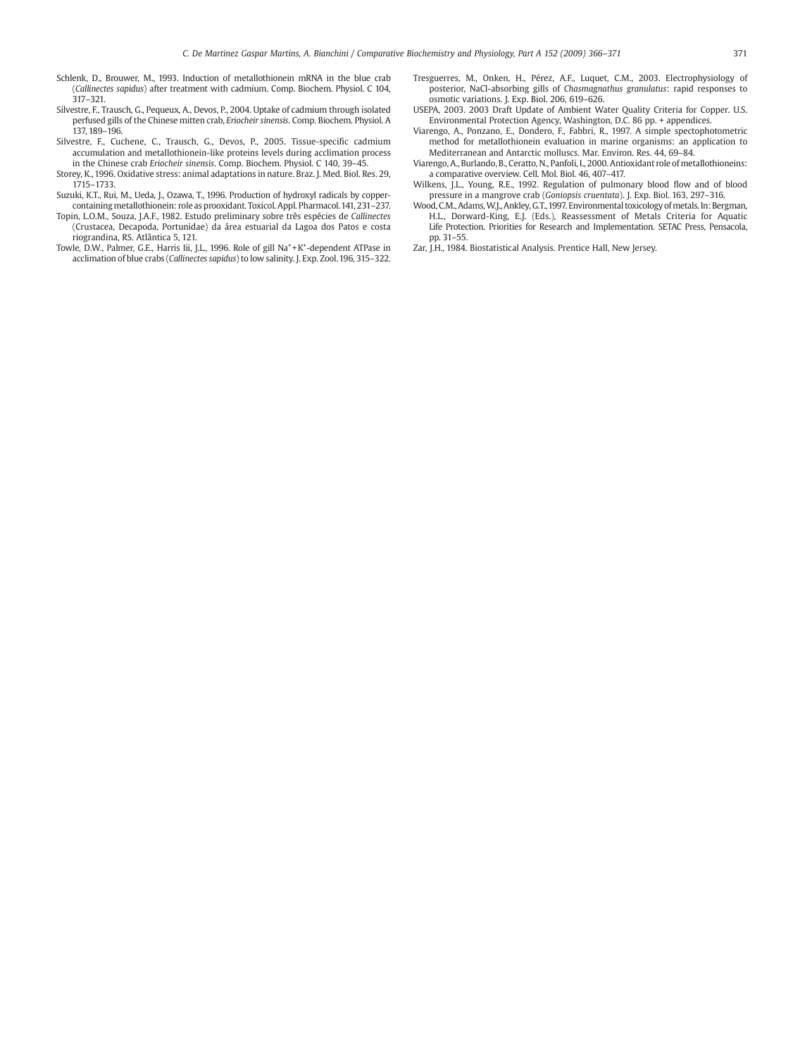Schlenk, D., Brouwer, M., 1993. Induction of metallothionein mRNA in the blue crab (*Callinectes sapidus*) after treatment with cadmium. Comp. Biochem. Physiol. C 104, 317–321.

Silvestre, F., Trausch, G., Pequeux, A., Devos, P., 2004. Uptake of cadmium through isolated perfused gills of the Chinese mitten crab, *Eriocheir sinensis*. Comp. Biochem. Physiol. A 137, 189–196.

Silvestre, F., Cuchene, C., Trausch, G., Devos, P., 2005. Tissue-specific cadmium accumulation and metallothionein-like proteins levels during acclimation process in the Chinese crab *Eriocheir sinensis*. Comp. Biochem. Physiol. C 140, 39–45.

Storey, K., 1996. Oxidative stress: animal adaptations in nature. Braz. J. Med. Biol. Res. 29, 1715–1733.

Suzuki, K.T., Rui, M., Ueda, J., Ozawa, T., 1996. Production of hydroxyl radicals by copper-containing metallothionein: role as prooxidant. Toxicol. Appl. Pharmacol. 141, 231–237.

Topin, L.O.M., Souza, J.A.F., 1982. Estudo preliminary sobre três espécies de *Callinectes* (Crustacea, Decapoda, Portunidae) da área estuarial da Lagoa dos Patos e costa riograndina, RS. Atlântica 5, 121.

Towle, D.W., Palmer, G.E., Harris Iii, J.L., 1996. Role of gill $Na^{+}+K^{+}$-dependent ATPase in acclimation of blue crabs (*Callinectes sapidus*) to low salinity. J. Exp. Zool. 196, 315–322.

Tresguerres, M., Onken, H., Pérez, A.F., Luquet, C.M., 2003. Electrophysiology of posterior, NaCl-absorbing gills of *Chasmagnathus granulatus*: rapid responses to osmotic variations. J. Exp. Biol. 206, 619–626.

USEPA, 2003. 2003 Draft Update of Ambient Water Quality Criteria for Copper. U.S. Environmental Protection Agency, Washington, D.C. 86 pp. + appendices.

Viarengo, A., Ponzano, E., Dondero, F., Fabbri, R., 1997. A simple spectophotometric method for metallothionein evaluation in marine organisms: an application to Mediterranean and Antarctic molluscs. Mar. Environ. Res. 44, 69–84.

Viarengo, A., Burlando, B., Ceratto, N., Panfoli, I., 2000. Antioxidant role of metallothioneins: a comparative overview. Cell. Mol. Biol. 46, 407–417.

Wilkens, J.L., Young, R.E., 1992. Regulation of pulmonary blood flow and of blood pressure in a mangrove crab (*Goniopsis cruentata*). J. Exp. Biol. 163, 297–316.

Wood, C.M., Adams, W.J., Ankley, G.T., 1997. Environmental toxicology of metals. In: Bergman, H.L., Dorward-King, E.J. (Eds.), Reassessment of Metals Criteria for Aquatic Life Protection. Priorities for Research and Implementation. SETAC Press, Pensacola, pp. 31–55.

Zar, J.H., 1984. Biostatistical Analysis. Prentice Hall, New Jersey.